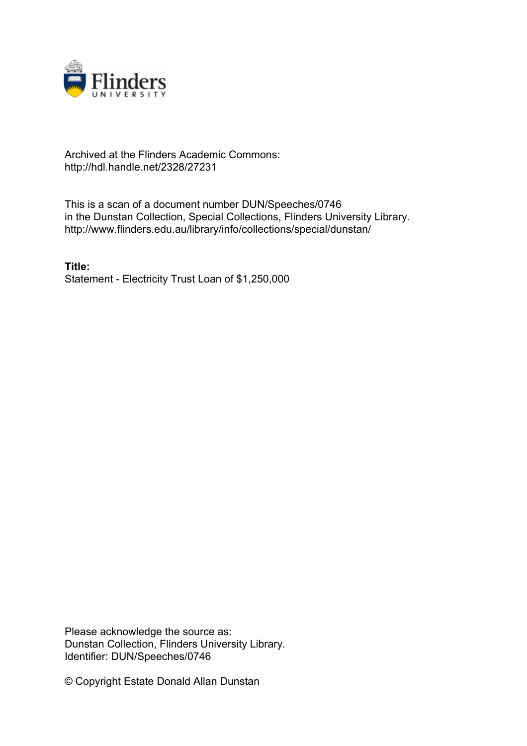Archived at the Flinders Academic Commons:
http://hdl.handle.net/2328/27231

This is a scan of a document number DUN/Speeches/0746
in the Dunstan Collection, Special Collections, Flinders University Library.
http://www.flinders.edu.au/library/info/collections/special/dunstan/

**Title:**
Statement - Electricity Trust Loan of $1,250,000

Please acknowledge the source as:
Dunstan Collection, Flinders University Library.
Identifier: DUN/Speeches/0746

© Copyright Estate Donald Allan Dunstan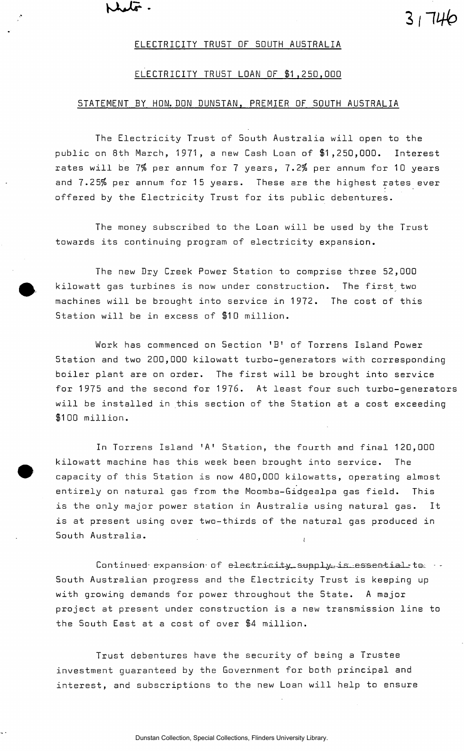ELECTRICITY TRUST OF SOUTH AUSTRALIA

ELECTRICITY TRUST LOAN OF $1,250,000

STATEMENT BY HON. DON DUNSTAN, PREMIER OF SOUTH AUSTRALIA

The Electricity Trust of South Australia will open to the public on 8th March, 1971, a new Cash Loan of $1,250,000. Interest rates will be 7% per annum for 7 years, 7.2% per annum for 10 years and 7.25% per annum for 15 years. These are the highest rates ever offered by the Electricity Trust for its public debentures.

The money subscribed to the Loan will be used by the Trust towards its continuing program of electricity expansion.

The new Dry Creek Power Station to comprise three 52,000 kilowatt gas turbines is now under construction. The first two machines will be brought into service in 1972. The cost of this Station will be in excess of $10 million.

Work has commenced on Section 'B' of Torrens Island Power Station and two 200,000 kilowatt turbo-generators with corresponding boiler plant are on order. The first will be brought into service for 1975 and the second for 1976. At least four such turbo-generators will be installed in this section of the Station at a cost exceeding $100 million.

In Torrens Island 'A' Station, the fourth and final 120,000 kilowatt machine has this week been brought into service. The capacity of this Station is now 480,000 kilowatts, operating almost entirely on natural gas from the Moomba-Gidgealpa gas field. This is the only major power station in Australia using natural gas. It is at present using over two-thirds of the natural gas produced in South Australia.

Continued expansion of electricity supply is essential to South Australian progress and the Electricity Trust is keeping up with growing demands for power throughout the State. A major project at present under construction is a new transmission line to the South East at a cost of over $4 million.

Trust debentures have the security of being a Trustee investment guaranteed by the Government for both principal and interest, and subscriptions to the new Loan will help to ensure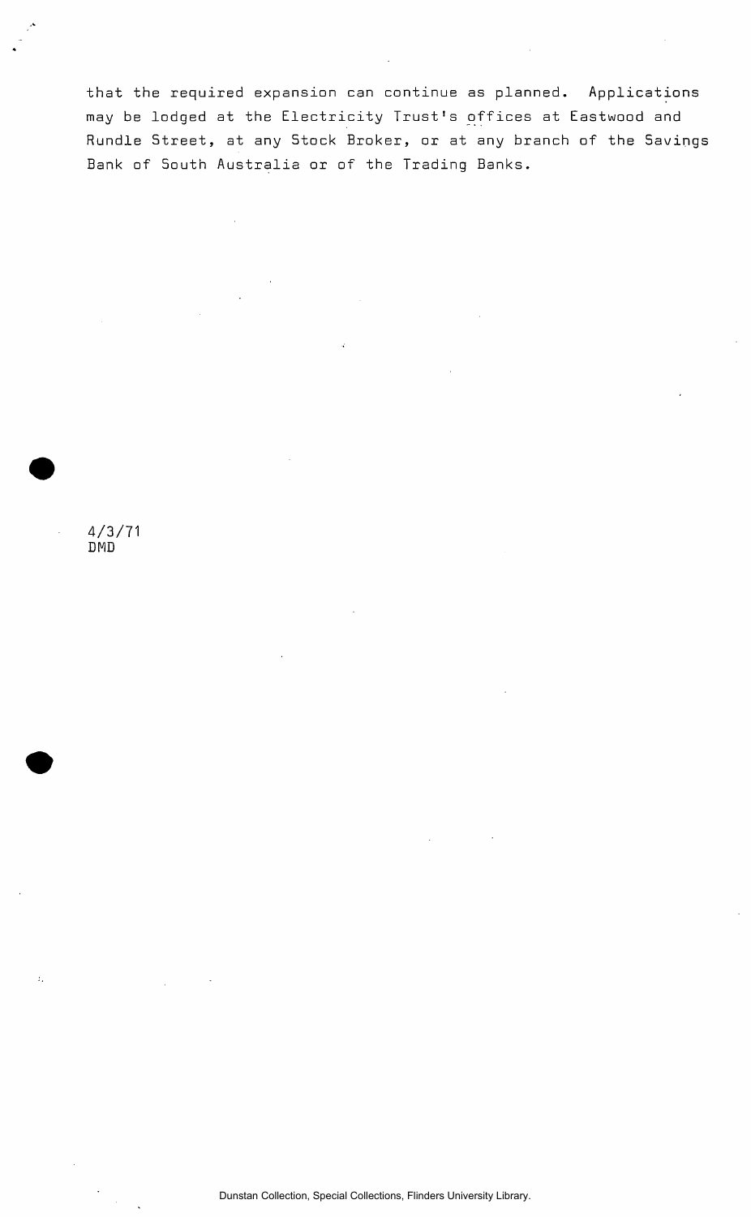that the required expansion can continue as planned. Applications may be lodged at the Electricity Trust's offices at Eastwood and Rundle Street, at any Stock Broker, or at any branch of the Savings Bank of South Australia or of the Trading Banks.

4/3/71
DMD

Dunstan Collection, Special Collections, Flinders University Library.